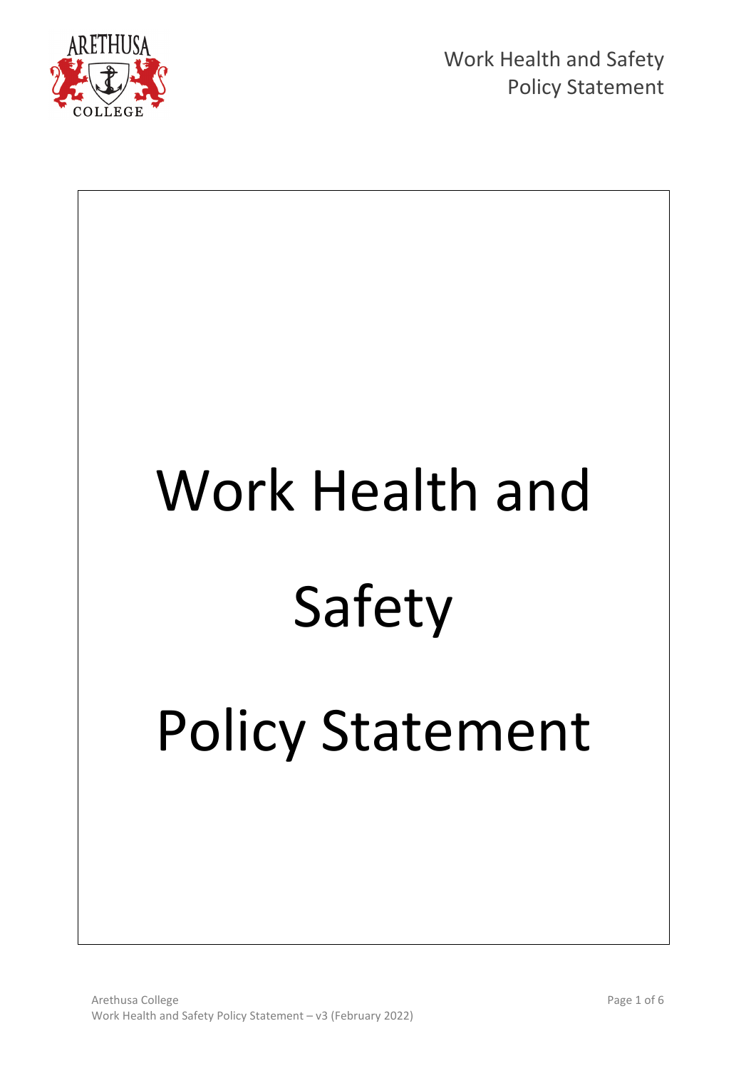# Work Health and Safety Policy Statement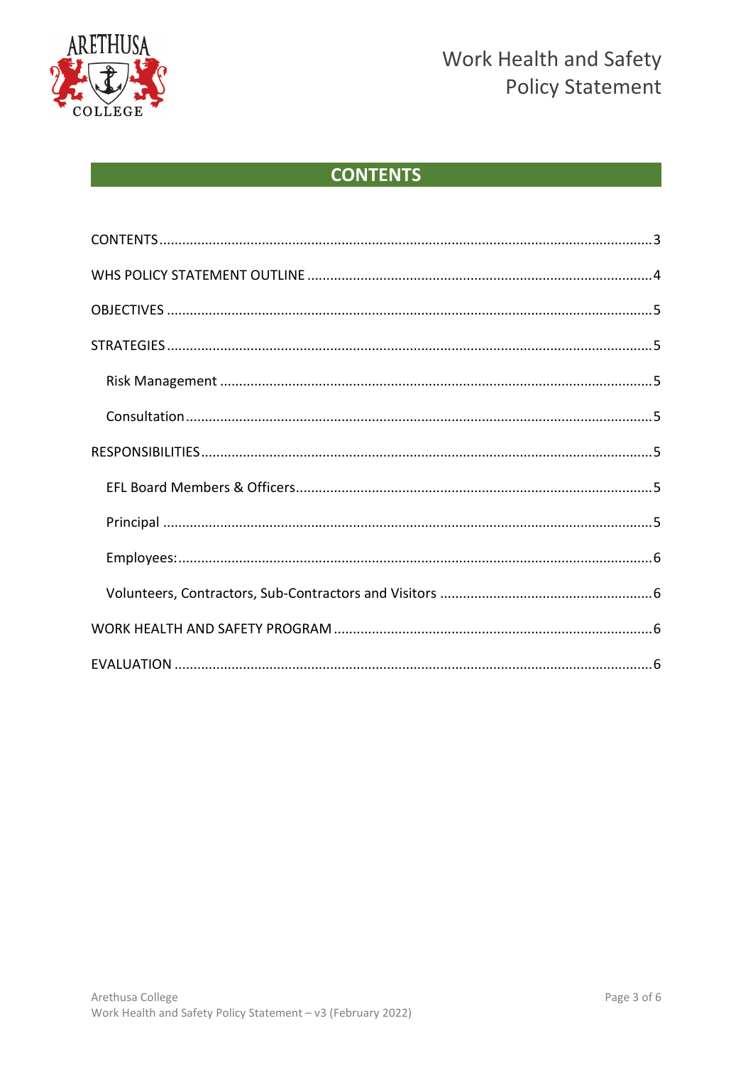# CONTENTS

CONTENTS .......... 3

WHS POLICY STATEMENT OUTLINE .......... 4

OBJECTIVES .......... 5

STRATEGIES .......... 5

- Risk Management .......... 5
- Consultation .......... 5

RESPONSIBILITIES .......... 5

- EFL Board Members & Officers .......... 5
- Principal .......... 5
- Employees: .......... 6
- Volunteers, Contractors, Sub-Contractors and Visitors .......... 6

WORK HEALTH AND SAFETY PROGRAM .......... 6

EVALUATION .......... 6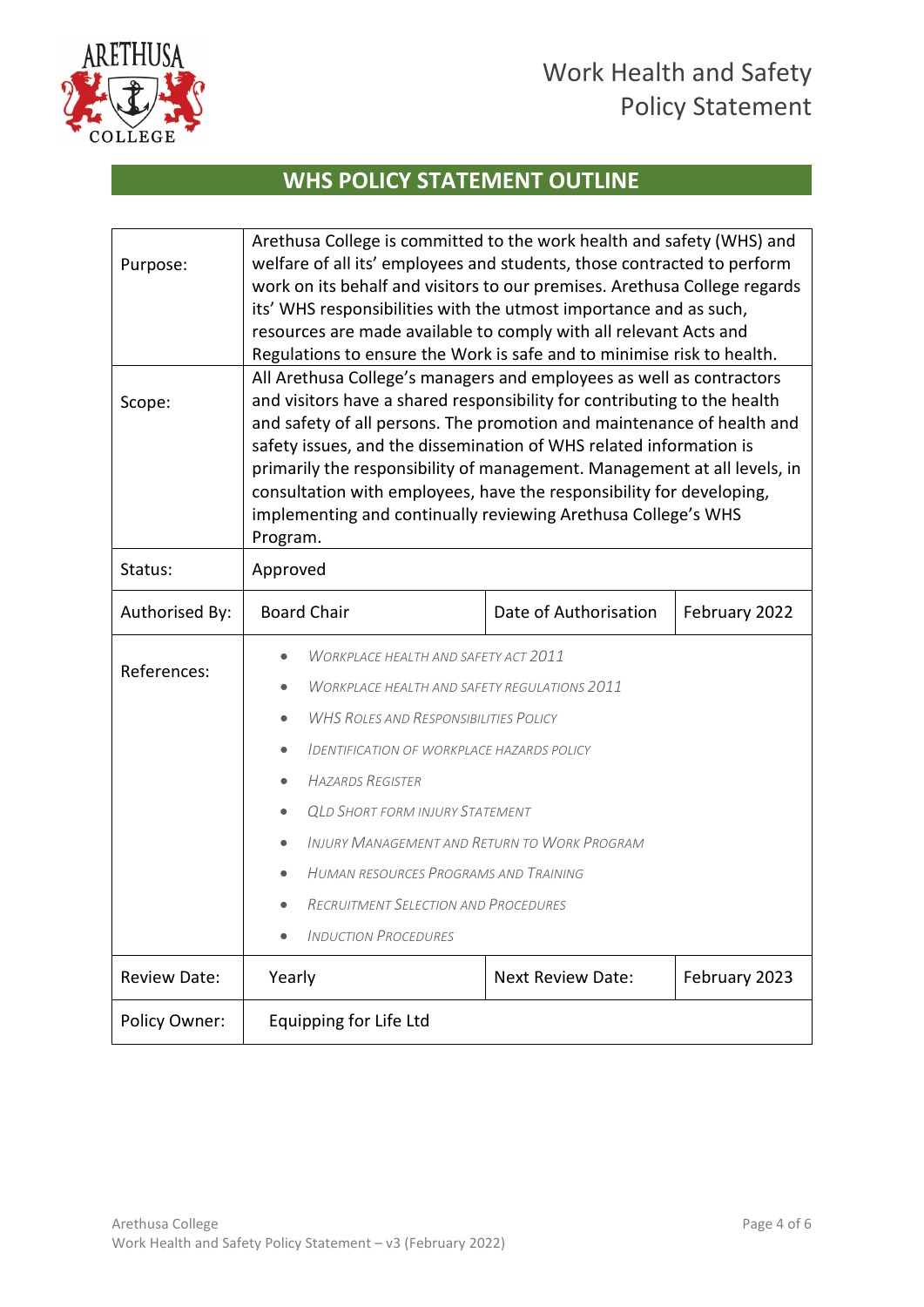# Work Health and Safety Policy Statement

## WHS POLICY STATEMENT OUTLINE

| | | | |
|---|---|---|---|
| Purpose: | Arethusa College is committed to the work health and safety (WHS) and welfare of all its' employees and students, those contracted to perform work on its behalf and visitors to our premises. Arethusa College regards its' WHS responsibilities with the utmost importance and as such, resources are made available to comply with all relevant Acts and Regulations to ensure the Work is safe and to minimise risk to health. | | |
| Scope: | All Arethusa College's managers and employees as well as contractors and visitors have a shared responsibility for contributing to the health and safety of all persons. The promotion and maintenance of health and safety issues, and the dissemination of WHS related information is primarily the responsibility of management. Management at all levels, in consultation with employees, have the responsibility for developing, implementing and continually reviewing Arethusa College's WHS Program. | | |
| Status: | Approved | | |
| Authorised By: | Board Chair | Date of Authorisation | February 2022 |
| References: | • *Workplace Health and Safety Act 2011*<br>• *Workplace Health and Safety Regulations 2011*<br>• *WHS Roles and Responsibilities Policy*<br>• *Identification of Workplace Hazards Policy*<br>• *Hazards Register*<br>• *QLD Short Form Injury Statement*<br>• *Injury Management and Return to Work Program*<br>• *Human Resources Programs and Training*<br>• *Recruitment Selection and Procedures*<br>• *Induction Procedures* | | |
| Review Date: | Yearly | Next Review Date: | February 2023 |
| Policy Owner: | Equipping for Life Ltd | | |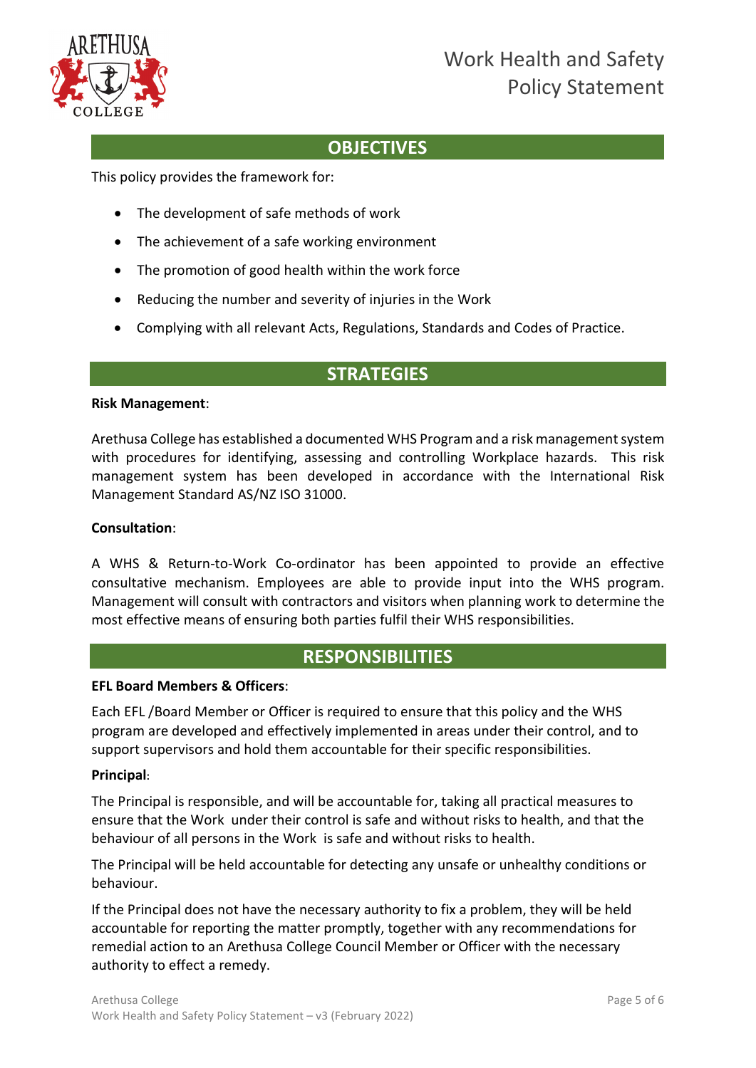## OBJECTIVES

This policy provides the framework for:

- The development of safe methods of work
- The achievement of a safe working environment
- The promotion of good health within the work force
- Reducing the number and severity of injuries in the Work
- Complying with all relevant Acts, Regulations, Standards and Codes of Practice.

## STRATEGIES

**Risk Management**:

Arethusa College has established a documented WHS Program and a risk management system with procedures for identifying, assessing and controlling Workplace hazards. This risk management system has been developed in accordance with the International Risk Management Standard AS/NZ ISO 31000.

**Consultation**:

A WHS & Return-to-Work Co-ordinator has been appointed to provide an effective consultative mechanism. Employees are able to provide input into the WHS program. Management will consult with contractors and visitors when planning work to determine the most effective means of ensuring both parties fulfil their WHS responsibilities.

## RESPONSIBILITIES

**EFL Board Members & Officers**:

Each EFL /Board Member or Officer is required to ensure that this policy and the WHS program are developed and effectively implemented in areas under their control, and to support supervisors and hold them accountable for their specific responsibilities.

**Principal**:

The Principal is responsible, and will be accountable for, taking all practical measures to ensure that the Work under their control is safe and without risks to health, and that the behaviour of all persons in the Work is safe and without risks to health.

The Principal will be held accountable for detecting any unsafe or unhealthy conditions or behaviour.

If the Principal does not have the necessary authority to fix a problem, they will be held accountable for reporting the matter promptly, together with any recommendations for remedial action to an Arethusa College Council Member or Officer with the necessary authority to effect a remedy.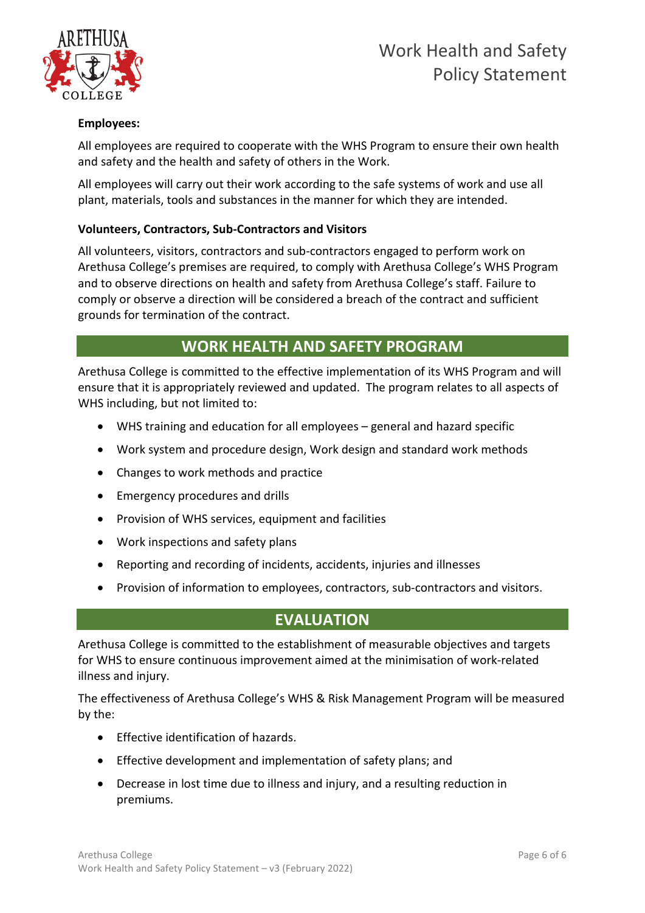**Employees:**

All employees are required to cooperate with the WHS Program to ensure their own health and safety and the health and safety of others in the Work.

All employees will carry out their work according to the safe systems of work and use all plant, materials, tools and substances in the manner for which they are intended.

**Volunteers, Contractors, Sub-Contractors and Visitors**

All volunteers, visitors, contractors and sub-contractors engaged to perform work on Arethusa College's premises are required, to comply with Arethusa College's WHS Program and to observe directions on health and safety from Arethusa College's staff. Failure to comply or observe a direction will be considered a breach of the contract and sufficient grounds for termination of the contract.

## WORK HEALTH AND SAFETY PROGRAM

Arethusa College is committed to the effective implementation of its WHS Program and will ensure that it is appropriately reviewed and updated. The program relates to all aspects of WHS including, but not limited to:

- WHS training and education for all employees – general and hazard specific
- Work system and procedure design, Work design and standard work methods
- Changes to work methods and practice
- Emergency procedures and drills
- Provision of WHS services, equipment and facilities
- Work inspections and safety plans
- Reporting and recording of incidents, accidents, injuries and illnesses
- Provision of information to employees, contractors, sub-contractors and visitors.

## EVALUATION

Arethusa College is committed to the establishment of measurable objectives and targets for WHS to ensure continuous improvement aimed at the minimisation of work-related illness and injury.

The effectiveness of Arethusa College's WHS & Risk Management Program will be measured by the:

- Effective identification of hazards.
- Effective development and implementation of safety plans; and
- Decrease in lost time due to illness and injury, and a resulting reduction in premiums.